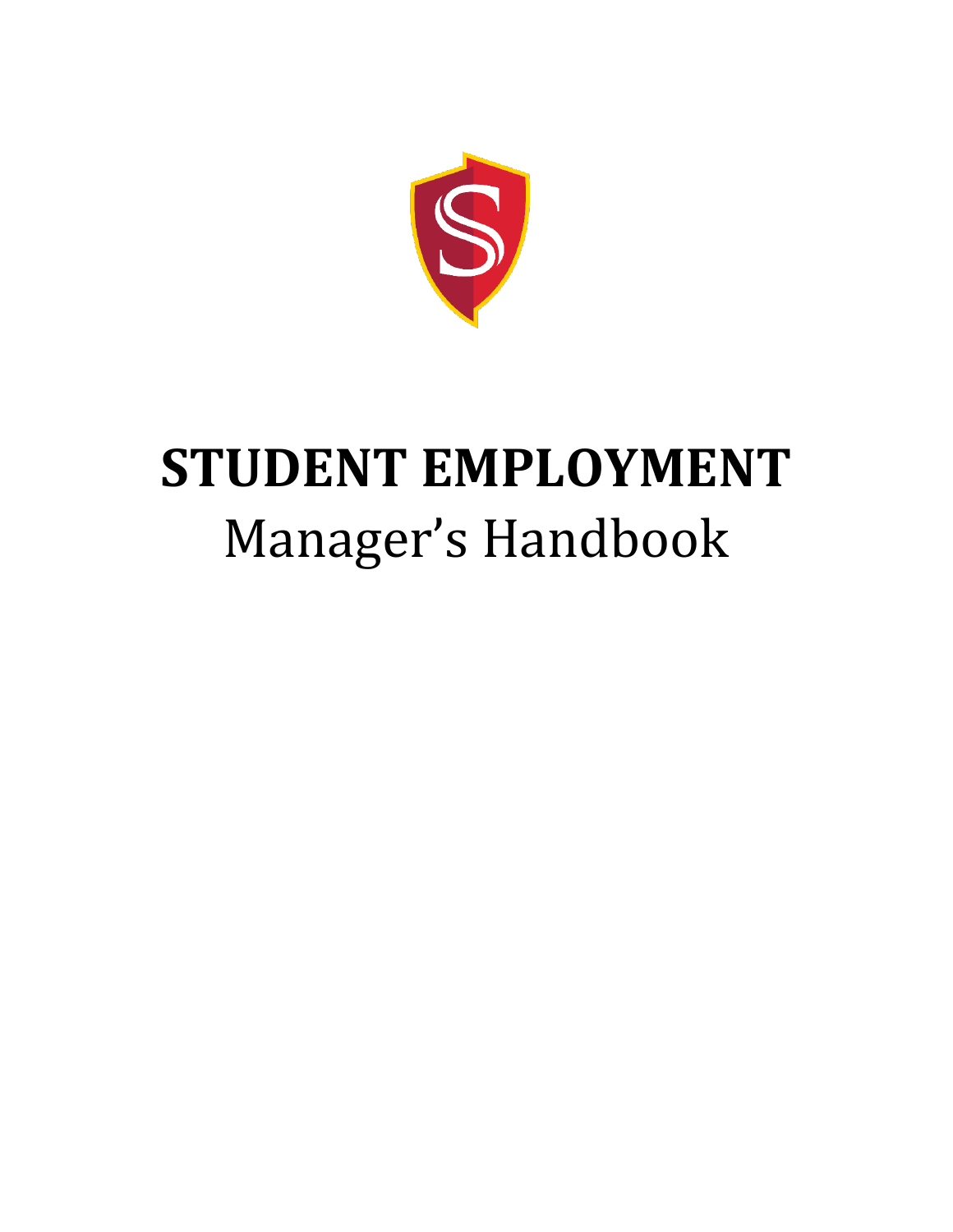# STUDENT EMPLOYMENT

## Manager's Handbook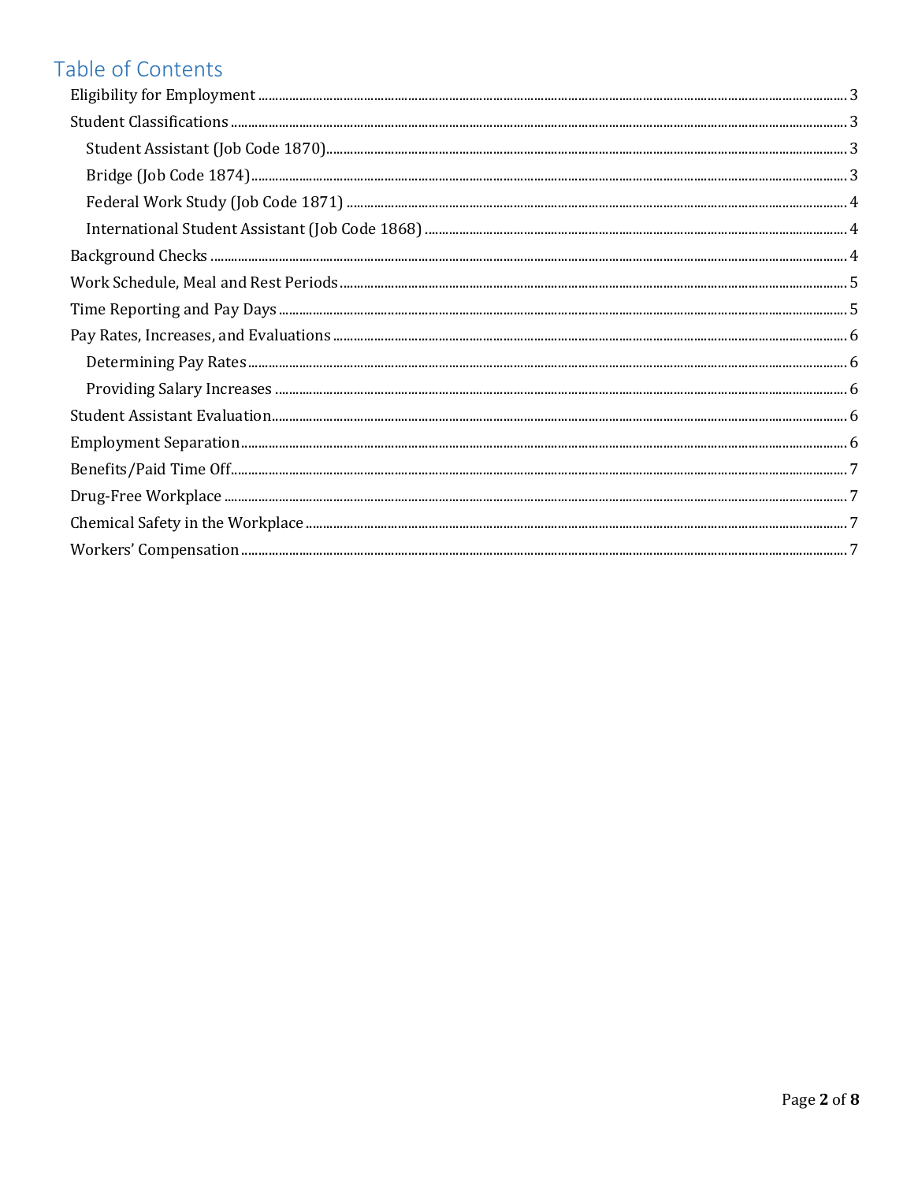# Table of Contents

- Eligibility for Employment ........ 3
- Student Classifications ........ 3
  - Student Assistant (Job Code 1870) ........ 3
  - Bridge (Job Code 1874) ........ 3
  - Federal Work Study (Job Code 1871) ........ 4
  - International Student Assistant (Job Code 1868) ........ 4
- Background Checks ........ 4
- Work Schedule, Meal and Rest Periods ........ 5
- Time Reporting and Pay Days ........ 5
- Pay Rates, Increases, and Evaluations ........ 6
  - Determining Pay Rates ........ 6
  - Providing Salary Increases ........ 6
- Student Assistant Evaluation ........ 6
- Employment Separation ........ 6
- Benefits/Paid Time Off ........ 7
- Drug-Free Workplace ........ 7
- Chemical Safety in the Workplace ........ 7
- Workers' Compensation ........ 7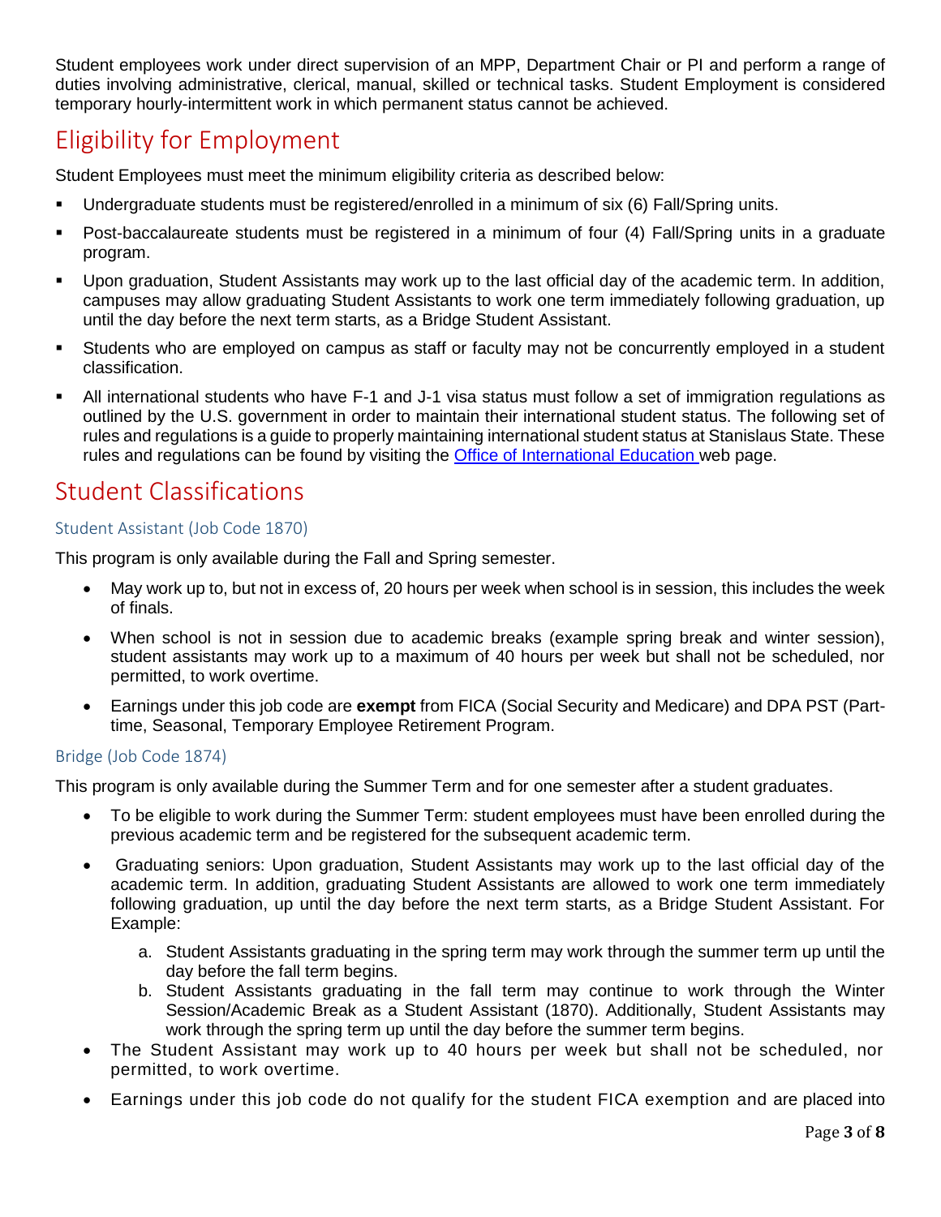Student employees work under direct supervision of an MPP, Department Chair or PI and perform a range of duties involving administrative, clerical, manual, skilled or technical tasks. Student Employment is considered temporary hourly-intermittent work in which permanent status cannot be achieved.

## Eligibility for Employment

Student Employees must meet the minimum eligibility criteria as described below:

- Undergraduate students must be registered/enrolled in a minimum of six (6) Fall/Spring units.
- Post-baccalaureate students must be registered in a minimum of four (4) Fall/Spring units in a graduate program.
- Upon graduation, Student Assistants may work up to the last official day of the academic term. In addition, campuses may allow graduating Student Assistants to work one term immediately following graduation, up until the day before the next term starts, as a Bridge Student Assistant.
- Students who are employed on campus as staff or faculty may not be concurrently employed in a student classification.
- All international students who have F-1 and J-1 visa status must follow a set of immigration regulations as outlined by the U.S. government in order to maintain their international student status. The following set of rules and regulations is a guide to properly maintaining international student status at Stanislaus State. These rules and regulations can be found by visiting the Office of International Education web page.

## Student Classifications

### Student Assistant (Job Code 1870)

This program is only available during the Fall and Spring semester.

- May work up to, but not in excess of, 20 hours per week when school is in session, this includes the week of finals.
- When school is not in session due to academic breaks (example spring break and winter session), student assistants may work up to a maximum of 40 hours per week but shall not be scheduled, nor permitted, to work overtime.
- Earnings under this job code are **exempt** from FICA (Social Security and Medicare) and DPA PST (Part-time, Seasonal, Temporary Employee Retirement Program.

### Bridge (Job Code 1874)

This program is only available during the Summer Term and for one semester after a student graduates.

- To be eligible to work during the Summer Term: student employees must have been enrolled during the previous academic term and be registered for the subsequent academic term.
- Graduating seniors: Upon graduation, Student Assistants may work up to the last official day of the academic term. In addition, graduating Student Assistants are allowed to work one term immediately following graduation, up until the day before the next term starts, as a Bridge Student Assistant. For Example:
    a. Student Assistants graduating in the spring term may work through the summer term up until the day before the fall term begins.
    b. Student Assistants graduating in the fall term may continue to work through the Winter Session/Academic Break as a Student Assistant (1870). Additionally, Student Assistants may work through the spring term up until the day before the summer term begins.
- The Student Assistant may work up to 40 hours per week but shall not be scheduled, nor permitted, to work overtime.
- Earnings under this job code do not qualify for the student FICA exemption and are placed into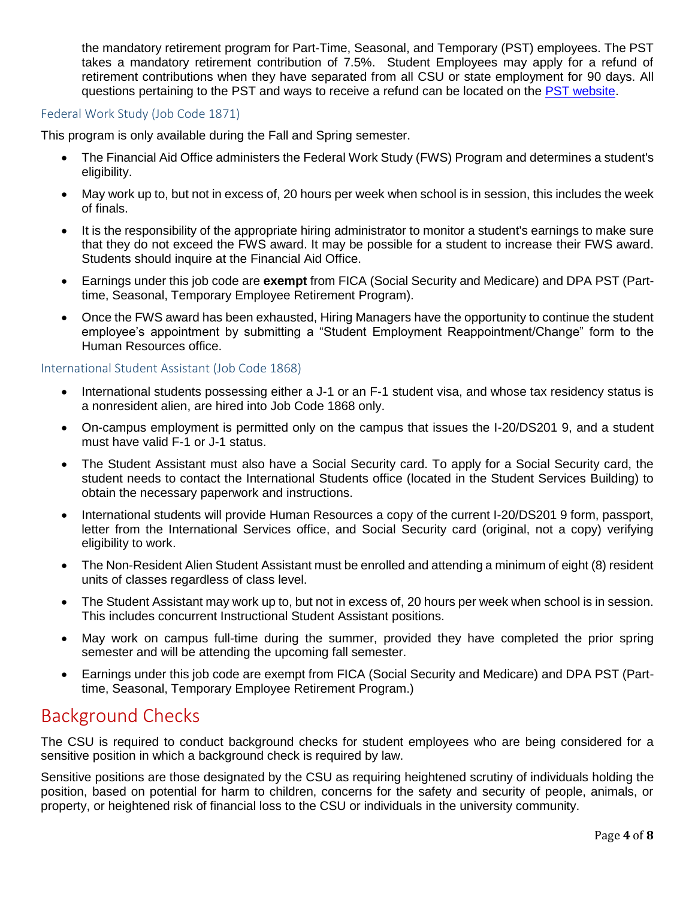the mandatory retirement program for Part-Time, Seasonal, and Temporary (PST) employees. The PST takes a mandatory retirement contribution of 7.5%. Student Employees may apply for a refund of retirement contributions when they have separated from all CSU or state employment for 90 days. All questions pertaining to the PST and ways to receive a refund can be located on the [PST website](PST website).

### Federal Work Study (Job Code 1871)

This program is only available during the Fall and Spring semester.

- The Financial Aid Office administers the Federal Work Study (FWS) Program and determines a student's eligibility.
- May work up to, but not in excess of, 20 hours per week when school is in session, this includes the week of finals.
- It is the responsibility of the appropriate hiring administrator to monitor a student's earnings to make sure that they do not exceed the FWS award. It may be possible for a student to increase their FWS award. Students should inquire at the Financial Aid Office.
- Earnings under this job code are **exempt** from FICA (Social Security and Medicare) and DPA PST (Part-time, Seasonal, Temporary Employee Retirement Program).
- Once the FWS award has been exhausted, Hiring Managers have the opportunity to continue the student employee's appointment by submitting a "Student Employment Reappointment/Change" form to the Human Resources office.

### International Student Assistant (Job Code 1868)

- International students possessing either a J-1 or an F-1 student visa, and whose tax residency status is a nonresident alien, are hired into Job Code 1868 only.
- On-campus employment is permitted only on the campus that issues the I-20/DS201 9, and a student must have valid F-1 or J-1 status.
- The Student Assistant must also have a Social Security card. To apply for a Social Security card, the student needs to contact the International Students office (located in the Student Services Building) to obtain the necessary paperwork and instructions.
- International students will provide Human Resources a copy of the current I-20/DS201 9 form, passport, letter from the International Services office, and Social Security card (original, not a copy) verifying eligibility to work.
- The Non-Resident Alien Student Assistant must be enrolled and attending a minimum of eight (8) resident units of classes regardless of class level.
- The Student Assistant may work up to, but not in excess of, 20 hours per week when school is in session. This includes concurrent Instructional Student Assistant positions.
- May work on campus full-time during the summer, provided they have completed the prior spring semester and will be attending the upcoming fall semester.
- Earnings under this job code are exempt from FICA (Social Security and Medicare) and DPA PST (Part-time, Seasonal, Temporary Employee Retirement Program.)

## Background Checks

The CSU is required to conduct background checks for student employees who are being considered for a sensitive position in which a background check is required by law.

Sensitive positions are those designated by the CSU as requiring heightened scrutiny of individuals holding the position, based on potential for harm to children, concerns for the safety and security of people, animals, or property, or heightened risk of financial loss to the CSU or individuals in the university community.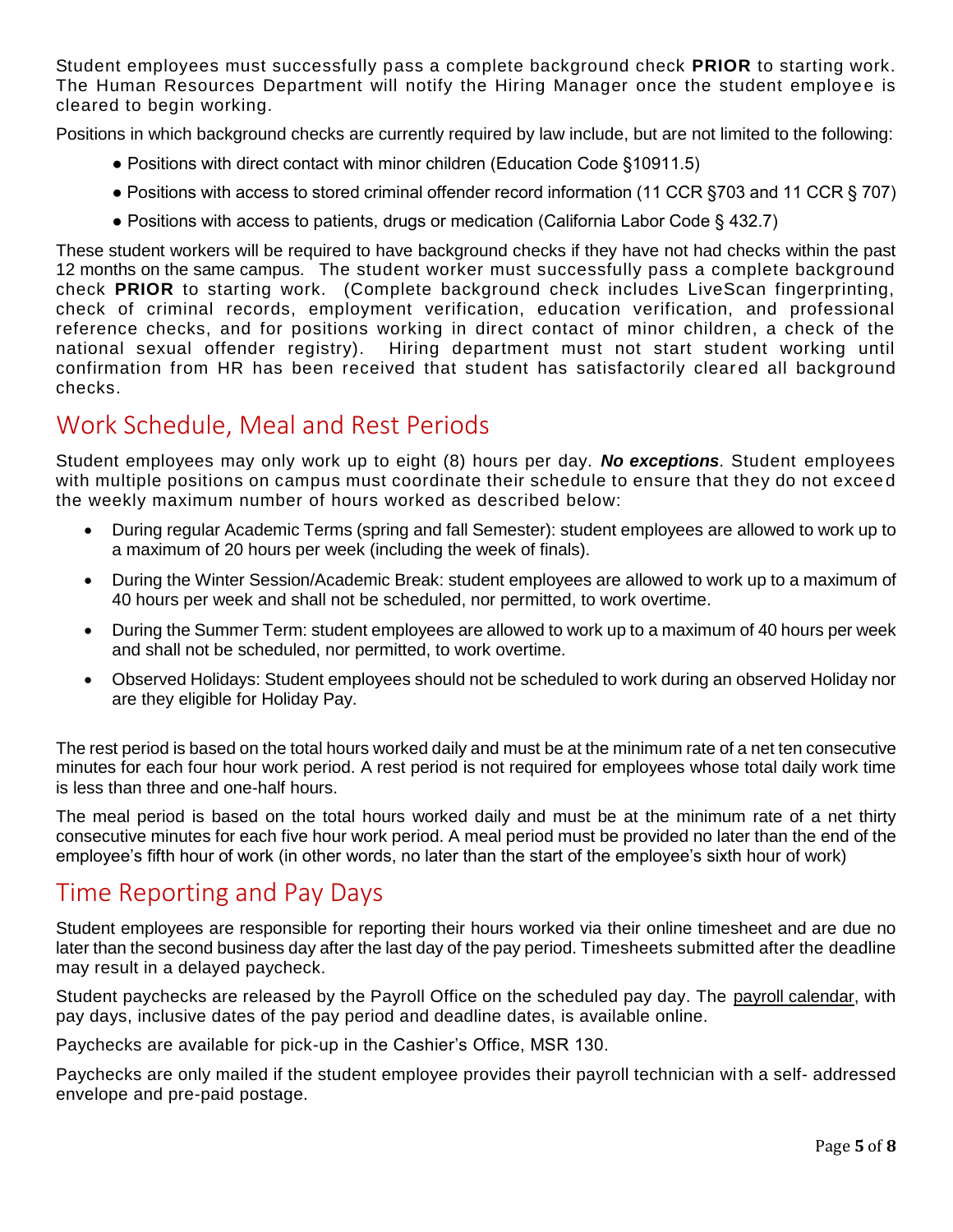Student employees must successfully pass a complete background check **PRIOR** to starting work. The Human Resources Department will notify the Hiring Manager once the student employee is cleared to begin working.

Positions in which background checks are currently required by law include, but are not limited to the following:

- Positions with direct contact with minor children (Education Code §10911.5)
- Positions with access to stored criminal offender record information (11 CCR §703 and 11 CCR § 707)
- Positions with access to patients, drugs or medication (California Labor Code § 432.7)

These student workers will be required to have background checks if they have not had checks within the past 12 months on the same campus. The student worker must successfully pass a complete background check **PRIOR** to starting work. (Complete background check includes LiveScan fingerprinting, check of criminal records, employment verification, education verification, and professional reference checks, and for positions working in direct contact of minor children, a check of the national sexual offender registry). Hiring department must not start student working until confirmation from HR has been received that student has satisfactorily cleared all background checks.

## Work Schedule, Meal and Rest Periods

Student employees may only work up to eight (8) hours per day. ***No exceptions***. Student employees with multiple positions on campus must coordinate their schedule to ensure that they do not exceed the weekly maximum number of hours worked as described below:

- During regular Academic Terms (spring and fall Semester): student employees are allowed to work up to a maximum of 20 hours per week (including the week of finals).
- During the Winter Session/Academic Break: student employees are allowed to work up to a maximum of 40 hours per week and shall not be scheduled, nor permitted, to work overtime.
- During the Summer Term: student employees are allowed to work up to a maximum of 40 hours per week and shall not be scheduled, nor permitted, to work overtime.
- Observed Holidays: Student employees should not be scheduled to work during an observed Holiday nor are they eligible for Holiday Pay.

The rest period is based on the total hours worked daily and must be at the minimum rate of a net ten consecutive minutes for each four hour work period. A rest period is not required for employees whose total daily work time is less than three and one-half hours.

The meal period is based on the total hours worked daily and must be at the minimum rate of a net thirty consecutive minutes for each five hour work period. A meal period must be provided no later than the end of the employee's fifth hour of work (in other words, no later than the start of the employee's sixth hour of work)

## Time Reporting and Pay Days

Student employees are responsible for reporting their hours worked via their online timesheet and are due no later than the second business day after the last day of the pay period. Timesheets submitted after the deadline may result in a delayed paycheck.

Student paychecks are released by the Payroll Office on the scheduled pay day. The payroll calendar, with pay days, inclusive dates of the pay period and deadline dates, is available online.

Paychecks are available for pick-up in the Cashier's Office, MSR 130.

Paychecks are only mailed if the student employee provides their payroll technician with a self- addressed envelope and pre-paid postage.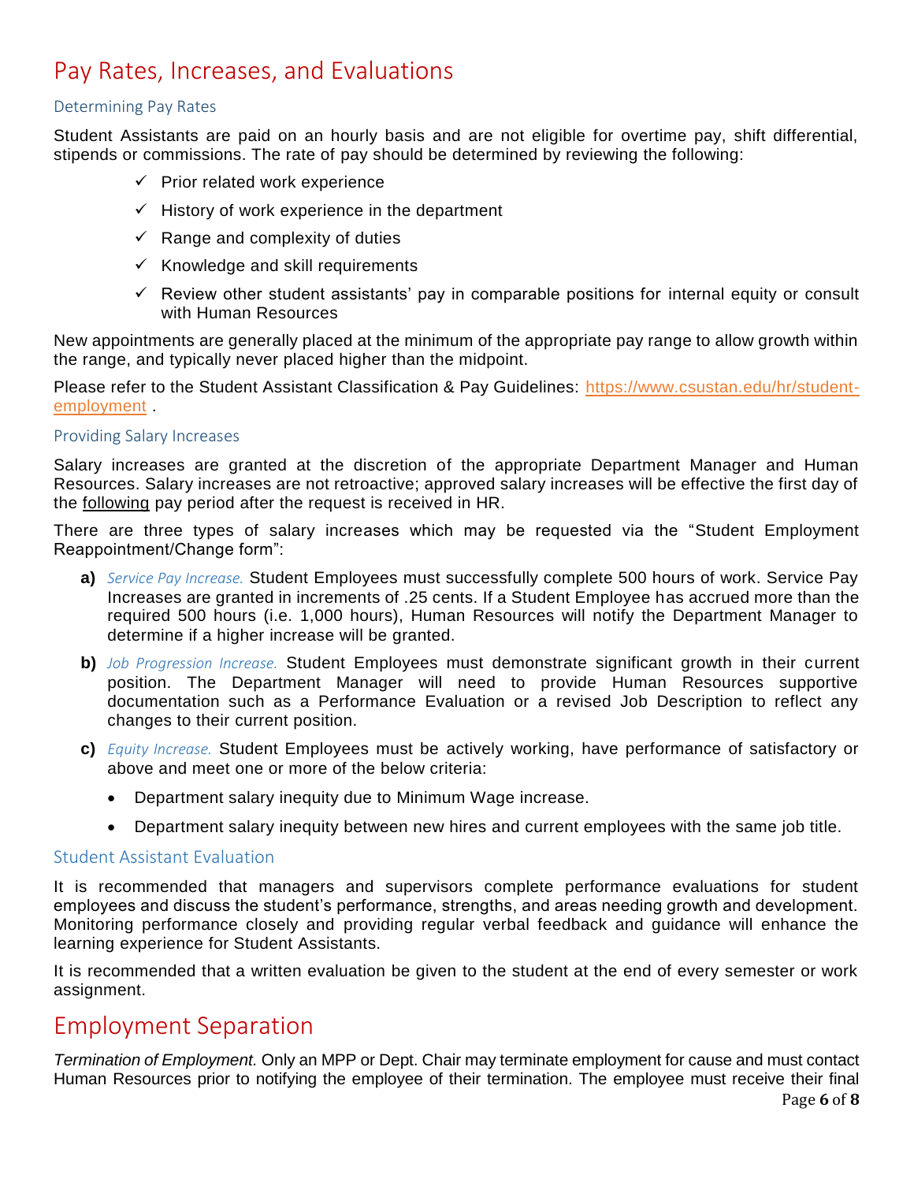# Pay Rates, Increases, and Evaluations

## Determining Pay Rates

Student Assistants are paid on an hourly basis and are not eligible for overtime pay, shift differential, stipends or commissions. The rate of pay should be determined by reviewing the following:

- ✓ Prior related work experience
- ✓ History of work experience in the department
- ✓ Range and complexity of duties
- ✓ Knowledge and skill requirements
- ✓ Review other student assistants' pay in comparable positions for internal equity or consult with Human Resources

New appointments are generally placed at the minimum of the appropriate pay range to allow growth within the range, and typically never placed higher than the midpoint.

Please refer to the Student Assistant Classification & Pay Guidelines: [https://www.csustan.edu/hr/student-employment](https://www.csustan.edu/hr/student-employment) .

## Providing Salary Increases

Salary increases are granted at the discretion of the appropriate Department Manager and Human Resources. Salary increases are not retroactive; approved salary increases will be effective the first day of the <u>following</u> pay period after the request is received in HR.

There are three types of salary increases which may be requested via the "Student Employment Reappointment/Change form":

**a)** *Service Pay Increase.* Student Employees must successfully complete 500 hours of work. Service Pay Increases are granted in increments of .25 cents. If a Student Employee has accrued more than the required 500 hours (i.e. 1,000 hours), Human Resources will notify the Department Manager to determine if a higher increase will be granted.

**b)** *Job Progression Increase.* Student Employees must demonstrate significant growth in their current position. The Department Manager will need to provide Human Resources supportive documentation such as a Performance Evaluation or a revised Job Description to reflect any changes to their current position.

**c)** *Equity Increase.* Student Employees must be actively working, have performance of satisfactory or above and meet one or more of the below criteria:

- Department salary inequity due to Minimum Wage increase.
- Department salary inequity between new hires and current employees with the same job title.

## Student Assistant Evaluation

It is recommended that managers and supervisors complete performance evaluations for student employees and discuss the student's performance, strengths, and areas needing growth and development. Monitoring performance closely and providing regular verbal feedback and guidance will enhance the learning experience for Student Assistants.

It is recommended that a written evaluation be given to the student at the end of every semester or work assignment.

# Employment Separation

*Termination of Employment.* Only an MPP or Dept. Chair may terminate employment for cause and must contact Human Resources prior to notifying the employee of their termination. The employee must receive their final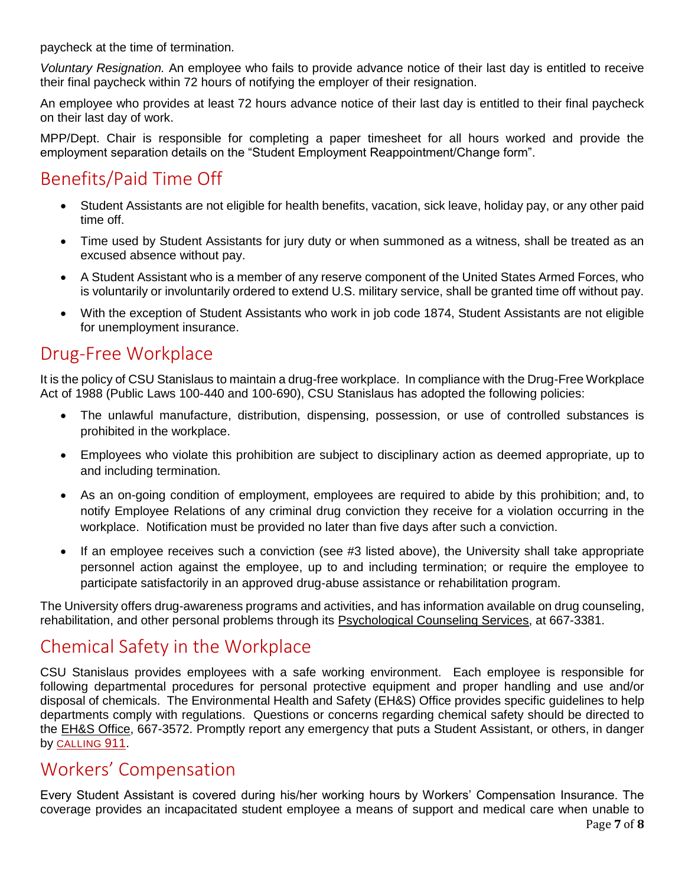paycheck at the time of termination.

*Voluntary Resignation.* An employee who fails to provide advance notice of their last day is entitled to receive their final paycheck within 72 hours of notifying the employer of their resignation.

An employee who provides at least 72 hours advance notice of their last day is entitled to their final paycheck on their last day of work.

MPP/Dept. Chair is responsible for completing a paper timesheet for all hours worked and provide the employment separation details on the "Student Employment Reappointment/Change form".

## Benefits/Paid Time Off

- Student Assistants are not eligible for health benefits, vacation, sick leave, holiday pay, or any other paid time off.
- Time used by Student Assistants for jury duty or when summoned as a witness, shall be treated as an excused absence without pay.
- A Student Assistant who is a member of any reserve component of the United States Armed Forces, who is voluntarily or involuntarily ordered to extend U.S. military service, shall be granted time off without pay.
- With the exception of Student Assistants who work in job code 1874, Student Assistants are not eligible for unemployment insurance.

## Drug-Free Workplace

It is the policy of CSU Stanislaus to maintain a drug-free workplace. In compliance with the Drug-Free Workplace Act of 1988 (Public Laws 100-440 and 100-690), CSU Stanislaus has adopted the following policies:

- The unlawful manufacture, distribution, dispensing, possession, or use of controlled substances is prohibited in the workplace.
- Employees who violate this prohibition are subject to disciplinary action as deemed appropriate, up to and including termination.
- As an on-going condition of employment, employees are required to abide by this prohibition; and, to notify Employee Relations of any criminal drug conviction they receive for a violation occurring in the workplace. Notification must be provided no later than five days after such a conviction.
- If an employee receives such a conviction (see #3 listed above), the University shall take appropriate personnel action against the employee, up to and including termination; or require the employee to participate satisfactorily in an approved drug-abuse assistance or rehabilitation program.

The University offers drug-awareness programs and activities, and has information available on drug counseling, rehabilitation, and other personal problems through its Psychological Counseling Services, at 667-3381.

## Chemical Safety in the Workplace

CSU Stanislaus provides employees with a safe working environment. Each employee is responsible for following departmental procedures for personal protective equipment and proper handling and use and/or disposal of chemicals. The Environmental Health and Safety (EH&S) Office provides specific guidelines to help departments comply with regulations. Questions or concerns regarding chemical safety should be directed to the EH&S Office, 667-3572. Promptly report any emergency that puts a Student Assistant, or others, in danger by CALLING 911.

## Workers' Compensation

Every Student Assistant is covered during his/her working hours by Workers' Compensation Insurance. The coverage provides an incapacitated student employee a means of support and medical care when unable to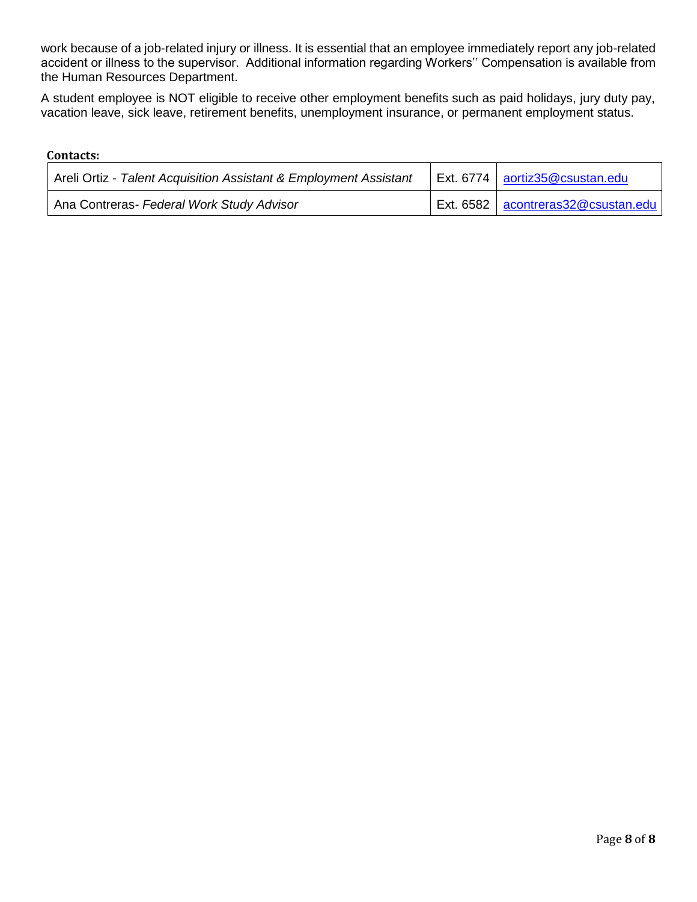work because of a job-related injury or illness. It is essential that an employee immediately report any job-related accident or illness to the supervisor. Additional information regarding Workers'' Compensation is available from the Human Resources Department.

A student employee is NOT eligible to receive other employment benefits such as paid holidays, jury duty pay, vacation leave, sick leave, retirement benefits, unemployment insurance, or permanent employment status.

**Contacts:**

| | | |
|---|---|---|
| Areli Ortiz - *Talent Acquisition Assistant & Employment Assistant* | Ext. 6774 | aortiz35@csustan.edu |
| Ana Contreras- *Federal Work Study Advisor* | Ext. 6582 | acontreras32@csustan.edu |